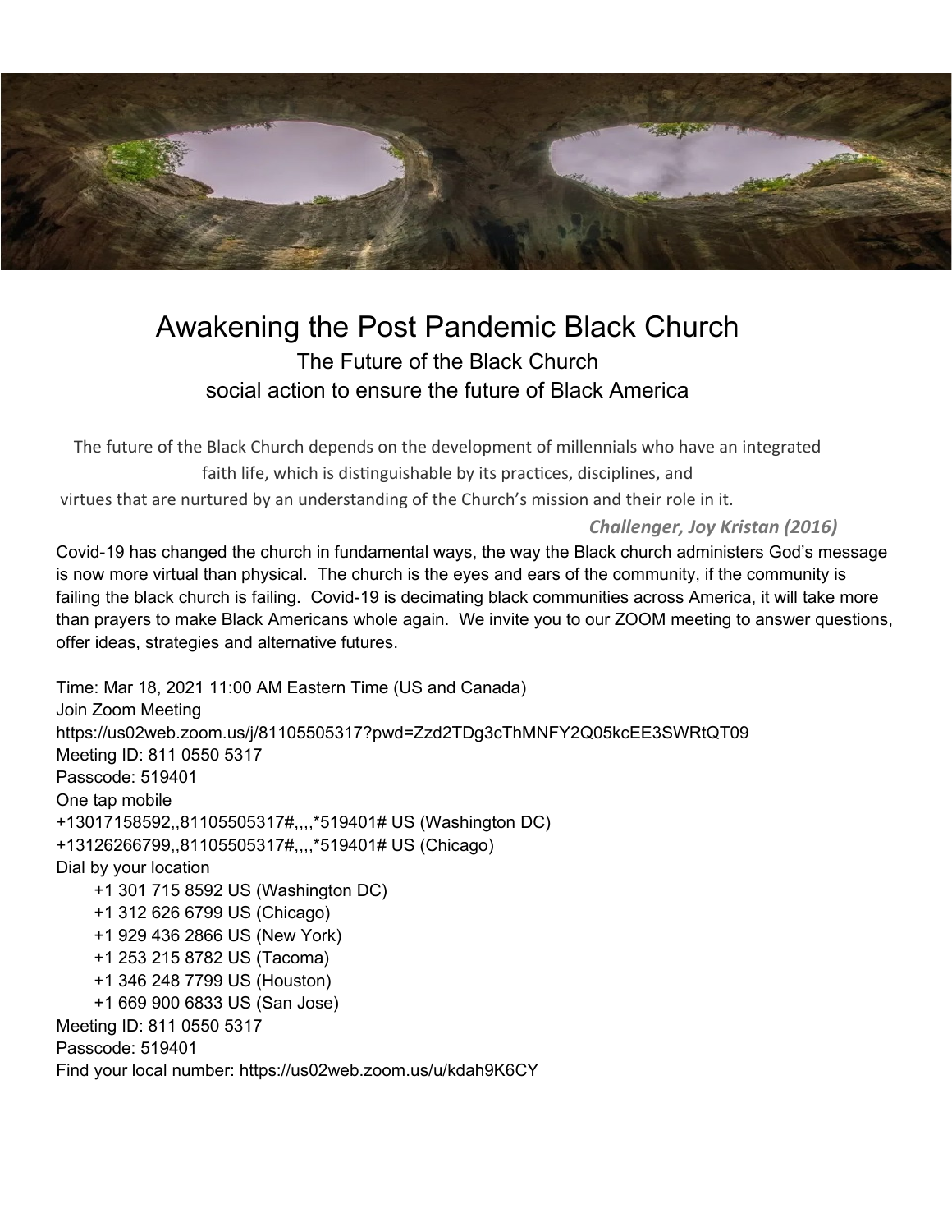# Awakening the Post Pandemic Black Church

## The Future of the Black Church
## social action to ensure the future of Black America

The future of the Black Church depends on the development of millennials who have an integrated faith life, which is distinguishable by its practices, disciplines, and virtues that are nurtured by an understanding of the Church's mission and their role in it.

***Challenger, Joy Kristan (2016)***

Covid-19 has changed the church in fundamental ways, the way the Black church administers God's message is now more virtual than physical. The church is the eyes and ears of the community, if the community is failing the black church is failing. Covid-19 is decimating black communities across America, it will take more than prayers to make Black Americans whole again. We invite you to our ZOOM meeting to answer questions, offer ideas, strategies and alternative futures.

Time: Mar 18, 2021 11:00 AM Eastern Time (US and Canada)
Join Zoom Meeting
https://us02web.zoom.us/j/81105505317?pwd=Zzd2TDg3cThMNFY2Q05kcEE3SWRtQT09
Meeting ID: 811 0550 5317
Passcode: 519401
One tap mobile
+13017158592,,81105505317#,,,,*519401# US (Washington DC)
+13126266799,,81105505317#,,,,*519401# US (Chicago)
Dial by your location
- +1 301 715 8592 US (Washington DC)
- +1 312 626 6799 US (Chicago)
- +1 929 436 2866 US (New York)
- +1 253 215 8782 US (Tacoma)
- +1 346 248 7799 US (Houston)
- +1 669 900 6833 US (San Jose)

Meeting ID: 811 0550 5317
Passcode: 519401
Find your local number: https://us02web.zoom.us/u/kdah9K6CY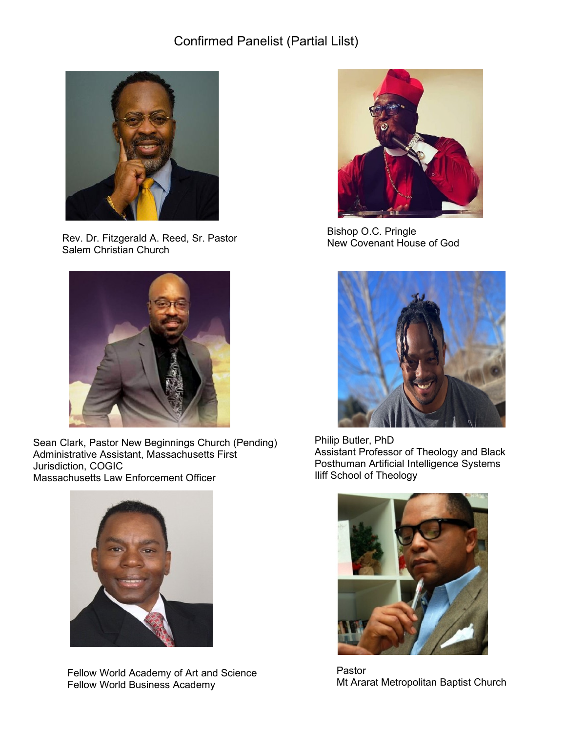# Confirmed Panelist (Partial Lilst)

Rev. Dr. Fitzgerald A. Reed, Sr. Pastor
Salem Christian Church

Bishop O.C. Pringle
New Covenant House of God

Sean Clark, Pastor New Beginnings Church (Pending)
Administrative Assistant, Massachusetts First Jurisdiction, COGIC
Massachusetts Law Enforcement Officer

Philip Butler, PhD
Assistant Professor of Theology and Black Posthuman Artificial Intelligence Systems
Iliff School of Theology

Fellow World Academy of Art and Science
Fellow World Business Academy

Pastor
Mt Ararat Metropolitan Baptist Church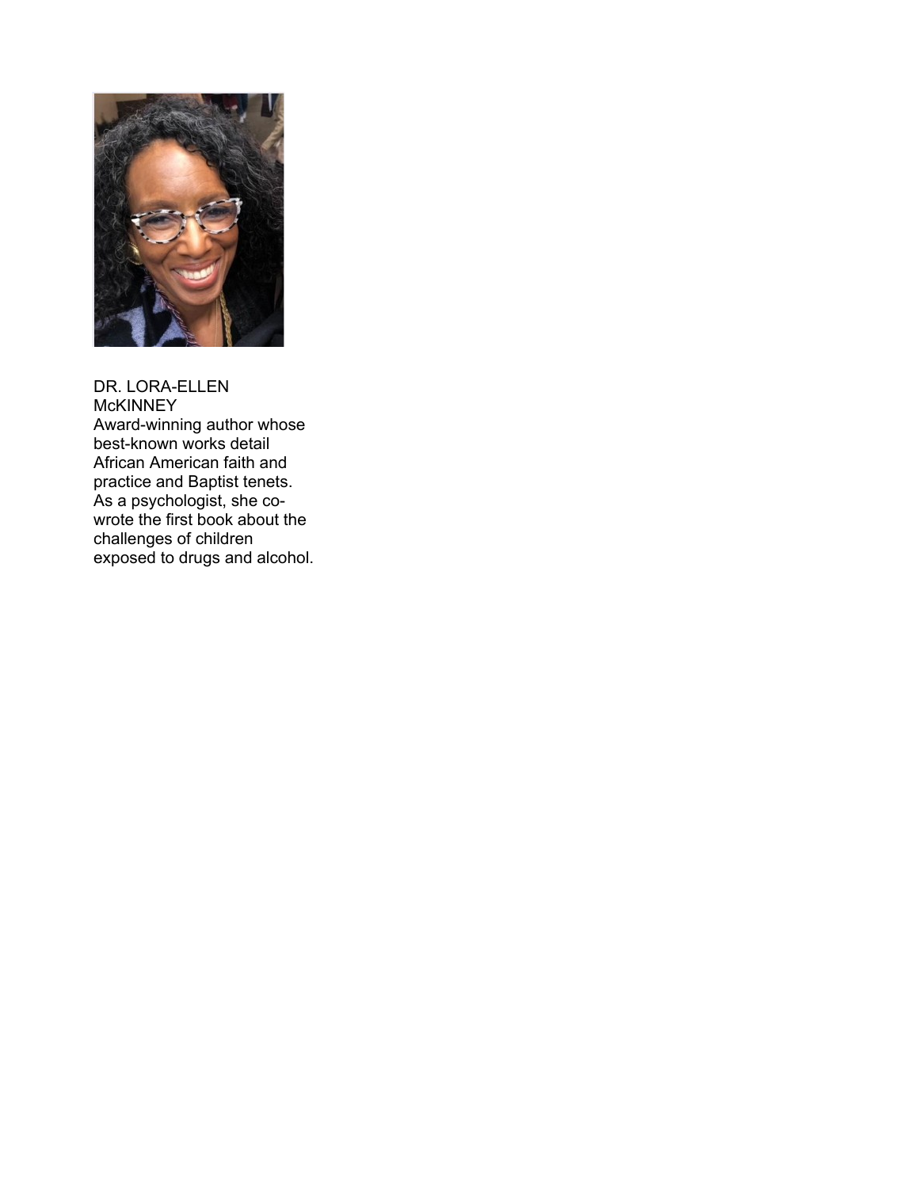DR. LORA-ELLEN McKINNEY
Award-winning author whose best-known works detail African American faith and practice and Baptist tenets. As a psychologist, she co-wrote the first book about the challenges of children exposed to drugs and alcohol.